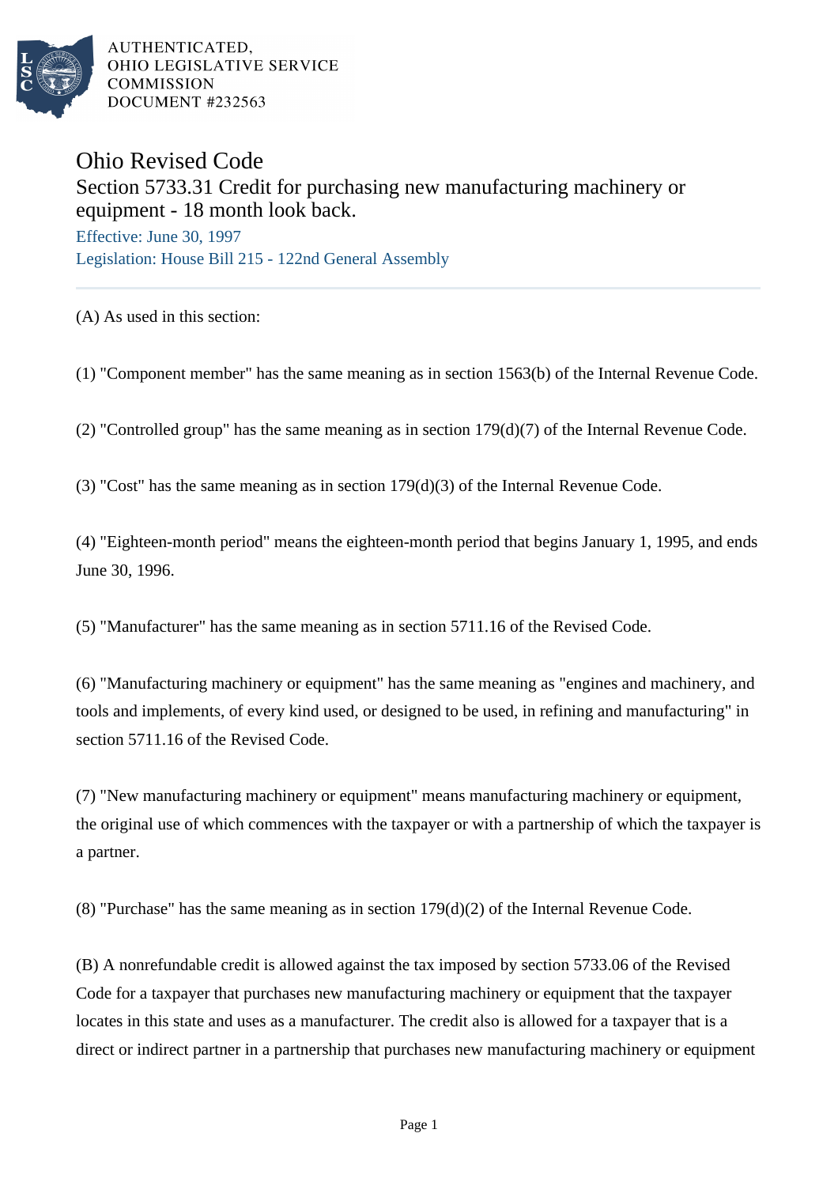AUTHENTICATED,
OHIO LEGISLATIVE SERVICE
COMMISSION
DOCUMENT #232563

# Ohio Revised Code

## Section 5733.31 Credit for purchasing new manufacturing machinery or equipment - 18 month look back.

Effective: June 30, 1997

Legislation: House Bill 215 - 122nd General Assembly

(A) As used in this section:

(1) "Component member" has the same meaning as in section 1563(b) of the Internal Revenue Code.

(2) "Controlled group" has the same meaning as in section 179(d)(7) of the Internal Revenue Code.

(3) "Cost" has the same meaning as in section 179(d)(3) of the Internal Revenue Code.

(4) "Eighteen-month period" means the eighteen-month period that begins January 1, 1995, and ends June 30, 1996.

(5) "Manufacturer" has the same meaning as in section 5711.16 of the Revised Code.

(6) "Manufacturing machinery or equipment" has the same meaning as "engines and machinery, and tools and implements, of every kind used, or designed to be used, in refining and manufacturing" in section 5711.16 of the Revised Code.

(7) "New manufacturing machinery or equipment" means manufacturing machinery or equipment, the original use of which commences with the taxpayer or with a partnership of which the taxpayer is a partner.

(8) "Purchase" has the same meaning as in section 179(d)(2) of the Internal Revenue Code.

(B) A nonrefundable credit is allowed against the tax imposed by section 5733.06 of the Revised Code for a taxpayer that purchases new manufacturing machinery or equipment that the taxpayer locates in this state and uses as a manufacturer. The credit also is allowed for a taxpayer that is a direct or indirect partner in a partnership that purchases new manufacturing machinery or equipment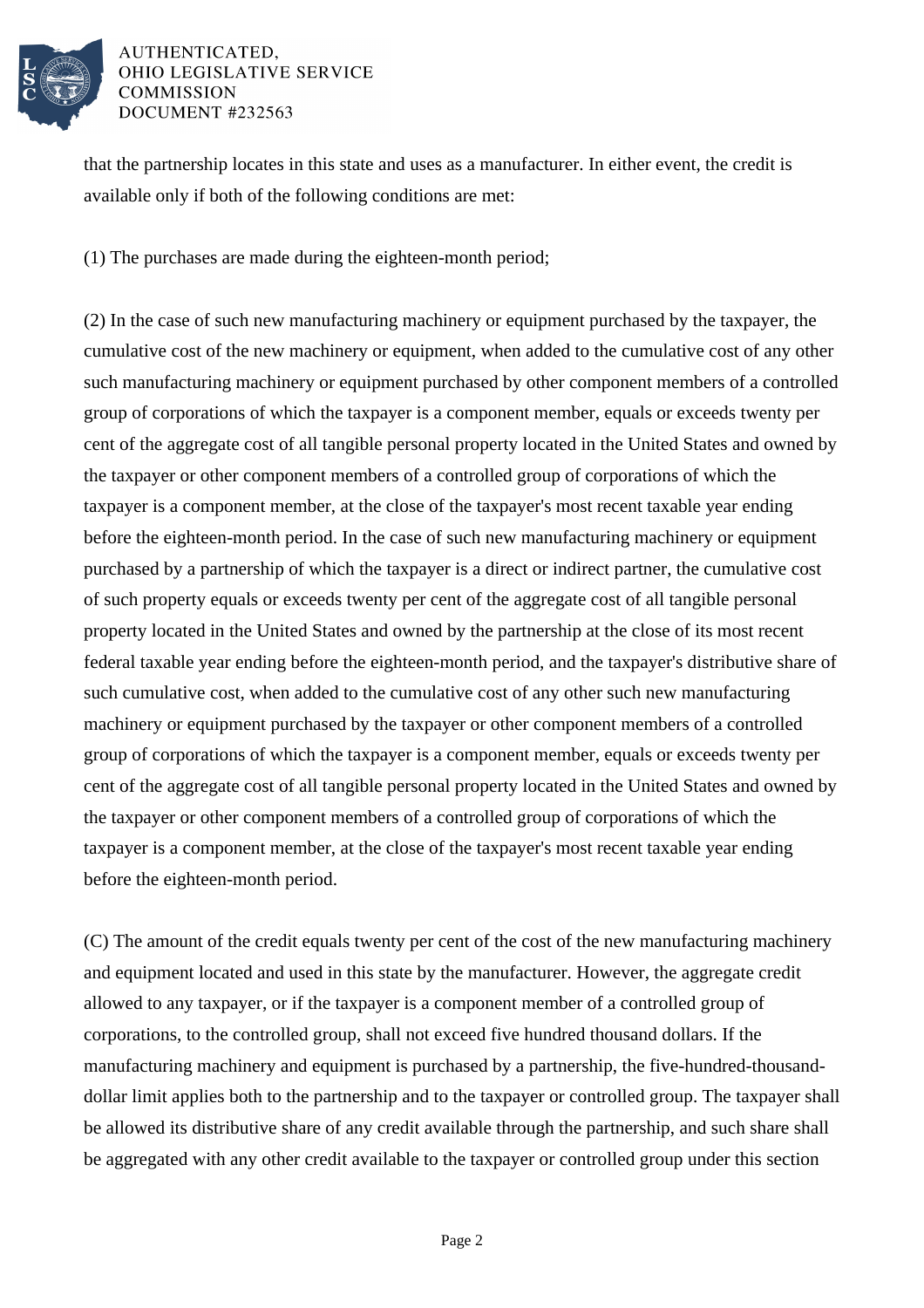that the partnership locates in this state and uses as a manufacturer. In either event, the credit is available only if both of the following conditions are met:

(1) The purchases are made during the eighteen-month period;

(2) In the case of such new manufacturing machinery or equipment purchased by the taxpayer, the cumulative cost of the new machinery or equipment, when added to the cumulative cost of any other such manufacturing machinery or equipment purchased by other component members of a controlled group of corporations of which the taxpayer is a component member, equals or exceeds twenty per cent of the aggregate cost of all tangible personal property located in the United States and owned by the taxpayer or other component members of a controlled group of corporations of which the taxpayer is a component member, at the close of the taxpayer's most recent taxable year ending before the eighteen-month period. In the case of such new manufacturing machinery or equipment purchased by a partnership of which the taxpayer is a direct or indirect partner, the cumulative cost of such property equals or exceeds twenty per cent of the aggregate cost of all tangible personal property located in the United States and owned by the partnership at the close of its most recent federal taxable year ending before the eighteen-month period, and the taxpayer's distributive share of such cumulative cost, when added to the cumulative cost of any other such new manufacturing machinery or equipment purchased by the taxpayer or other component members of a controlled group of corporations of which the taxpayer is a component member, equals or exceeds twenty per cent of the aggregate cost of all tangible personal property located in the United States and owned by the taxpayer or other component members of a controlled group of corporations of which the taxpayer is a component member, at the close of the taxpayer's most recent taxable year ending before the eighteen-month period.

(C) The amount of the credit equals twenty per cent of the cost of the new manufacturing machinery and equipment located and used in this state by the manufacturer. However, the aggregate credit allowed to any taxpayer, or if the taxpayer is a component member of a controlled group of corporations, to the controlled group, shall not exceed five hundred thousand dollars. If the manufacturing machinery and equipment is purchased by a partnership, the five-hundred-thousand-dollar limit applies both to the partnership and to the taxpayer or controlled group. The taxpayer shall be allowed its distributive share of any credit available through the partnership, and such share shall be aggregated with any other credit available to the taxpayer or controlled group under this section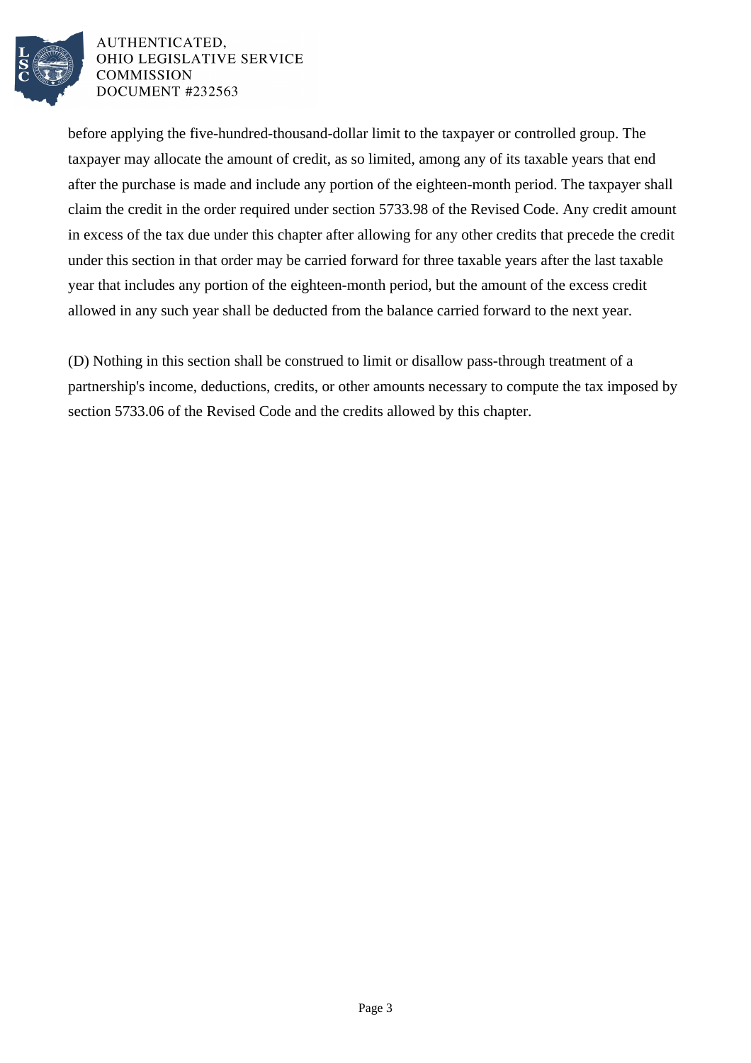before applying the five-hundred-thousand-dollar limit to the taxpayer or controlled group. The taxpayer may allocate the amount of credit, as so limited, among any of its taxable years that end after the purchase is made and include any portion of the eighteen-month period. The taxpayer shall claim the credit in the order required under section 5733.98 of the Revised Code. Any credit amount in excess of the tax due under this chapter after allowing for any other credits that precede the credit under this section in that order may be carried forward for three taxable years after the last taxable year that includes any portion of the eighteen-month period, but the amount of the excess credit allowed in any such year shall be deducted from the balance carried forward to the next year.

(D) Nothing in this section shall be construed to limit or disallow pass-through treatment of a partnership's income, deductions, credits, or other amounts necessary to compute the tax imposed by section 5733.06 of the Revised Code and the credits allowed by this chapter.